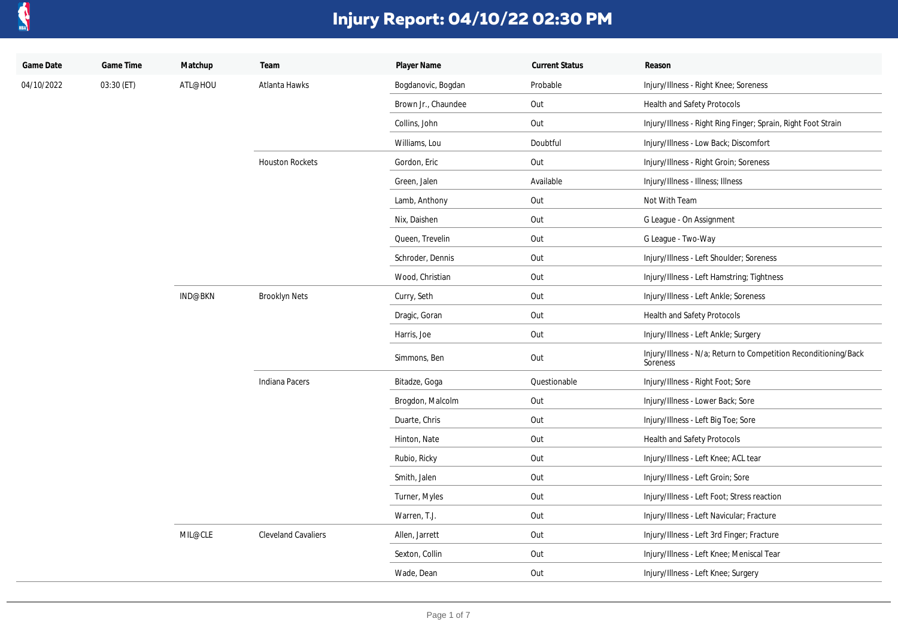# Injury Report: 04/10/22 02:30 PM

| Game Date | Game Time | Matchup | Team | Player Name | Current Status | Reason |
|---|---|---|---|---|---|---|
| 04/10/2022 | 03:30 (ET) | ATL@HOU | Atlanta Hawks | Bogdanovic, Bogdan | Probable | Injury/Illness - Right Knee; Soreness |
| | | | | Brown Jr., Chaundee | Out | Health and Safety Protocols |
| | | | | Collins, John | Out | Injury/Illness - Right Ring Finger; Sprain, Right Foot Strain |
| | | | | Williams, Lou | Doubtful | Injury/Illness - Low Back; Discomfort |
| | | | Houston Rockets | Gordon, Eric | Out | Injury/Illness - Right Groin; Soreness |
| | | | | Green, Jalen | Available | Injury/Illness - Illness; Illness |
| | | | | Lamb, Anthony | Out | Not With Team |
| | | | | Nix, Daishen | Out | G League - On Assignment |
| | | | | Queen, Trevelin | Out | G League - Two-Way |
| | | | | Schroder, Dennis | Out | Injury/Illness - Left Shoulder; Soreness |
| | | | | Wood, Christian | Out | Injury/Illness - Left Hamstring; Tightness |
| | | IND@BKN | Brooklyn Nets | Curry, Seth | Out | Injury/Illness - Left Ankle; Soreness |
| | | | | Dragic, Goran | Out | Health and Safety Protocols |
| | | | | Harris, Joe | Out | Injury/Illness - Left Ankle; Surgery |
| | | | | Simmons, Ben | Out | Injury/Illness - N/a; Return to Competition Reconditioning/Back Soreness |
| | | | Indiana Pacers | Bitadze, Goga | Questionable | Injury/Illness - Right Foot; Sore |
| | | | | Brogdon, Malcolm | Out | Injury/Illness - Lower Back; Sore |
| | | | | Duarte, Chris | Out | Injury/Illness - Left Big Toe; Sore |
| | | | | Hinton, Nate | Out | Health and Safety Protocols |
| | | | | Rubio, Ricky | Out | Injury/Illness - Left Knee; ACL tear |
| | | | | Smith, Jalen | Out | Injury/Illness - Left Groin; Sore |
| | | | | Turner, Myles | Out | Injury/Illness - Left Foot; Stress reaction |
| | | | | Warren, T.J. | Out | Injury/Illness - Left Navicular; Fracture |
| | | MIL@CLE | Cleveland Cavaliers | Allen, Jarrett | Out | Injury/Illness - Left 3rd Finger; Fracture |
| | | | | Sexton, Collin | Out | Injury/Illness - Left Knee; Meniscal Tear |
| | | | | Wade, Dean | Out | Injury/Illness - Left Knee; Surgery |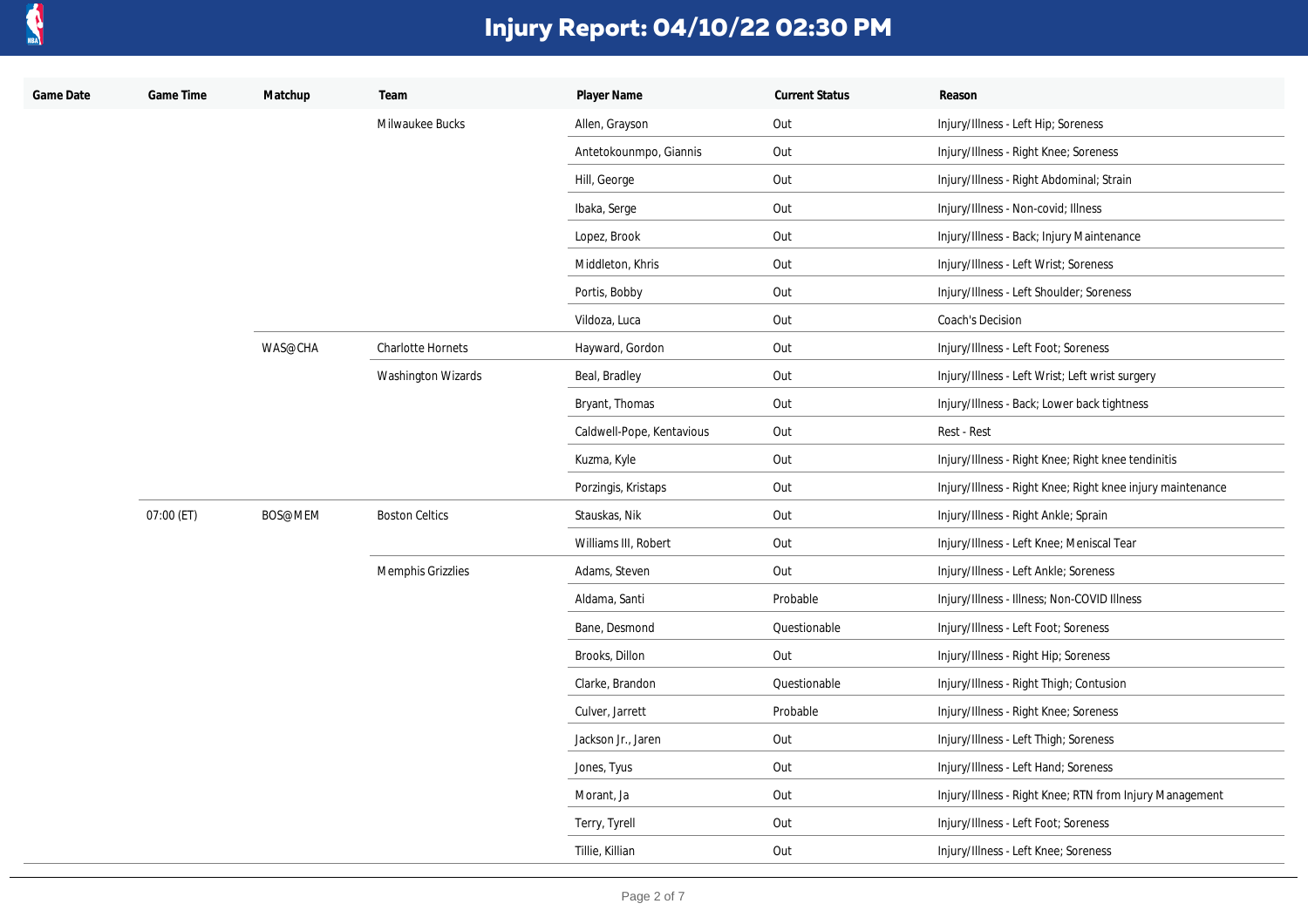# Injury Report: 04/10/22 02:30 PM

| Game Date | Game Time | Matchup | Team | Player Name | Current Status | Reason |
|---|---|---|---|---|---|---|
| | | | Milwaukee Bucks | Allen, Grayson | Out | Injury/Illness - Left Hip; Soreness |
| | | | | Antetokounmpo, Giannis | Out | Injury/Illness - Right Knee; Soreness |
| | | | | Hill, George | Out | Injury/Illness - Right Abdominal; Strain |
| | | | | Ibaka, Serge | Out | Injury/Illness - Non-covid; Illness |
| | | | | Lopez, Brook | Out | Injury/Illness - Back; Injury Maintenance |
| | | | | Middleton, Khris | Out | Injury/Illness - Left Wrist; Soreness |
| | | | | Portis, Bobby | Out | Injury/Illness - Left Shoulder; Soreness |
| | | | | Vildoza, Luca | Out | Coach's Decision |
| | | WAS@CHA | Charlotte Hornets | Hayward, Gordon | Out | Injury/Illness - Left Foot; Soreness |
| | | | Washington Wizards | Beal, Bradley | Out | Injury/Illness - Left Wrist; Left wrist surgery |
| | | | | Bryant, Thomas | Out | Injury/Illness - Back; Lower back tightness |
| | | | | Caldwell-Pope, Kentavious | Out | Rest - Rest |
| | | | | Kuzma, Kyle | Out | Injury/Illness - Right Knee; Right knee tendinitis |
| | | | | Porzingis, Kristaps | Out | Injury/Illness - Right Knee; Right knee injury maintenance |
| | 07:00 (ET) | BOS@MEM | Boston Celtics | Stauskas, Nik | Out | Injury/Illness - Right Ankle; Sprain |
| | | | | Williams III, Robert | Out | Injury/Illness - Left Knee; Meniscal Tear |
| | | | Memphis Grizzlies | Adams, Steven | Out | Injury/Illness - Left Ankle; Soreness |
| | | | | Aldama, Santi | Probable | Injury/Illness - Illness; Non-COVID Illness |
| | | | | Bane, Desmond | Questionable | Injury/Illness - Left Foot; Soreness |
| | | | | Brooks, Dillon | Out | Injury/Illness - Right Hip; Soreness |
| | | | | Clarke, Brandon | Questionable | Injury/Illness - Right Thigh; Contusion |
| | | | | Culver, Jarrett | Probable | Injury/Illness - Right Knee; Soreness |
| | | | | Jackson Jr., Jaren | Out | Injury/Illness - Left Thigh; Soreness |
| | | | | Jones, Tyus | Out | Injury/Illness - Left Hand; Soreness |
| | | | | Morant, Ja | Out | Injury/Illness - Right Knee; RTN from Injury Management |
| | | | | Terry, Tyrell | Out | Injury/Illness - Left Foot; Soreness |
| | | | | Tillie, Killian | Out | Injury/Illness - Left Knee; Soreness |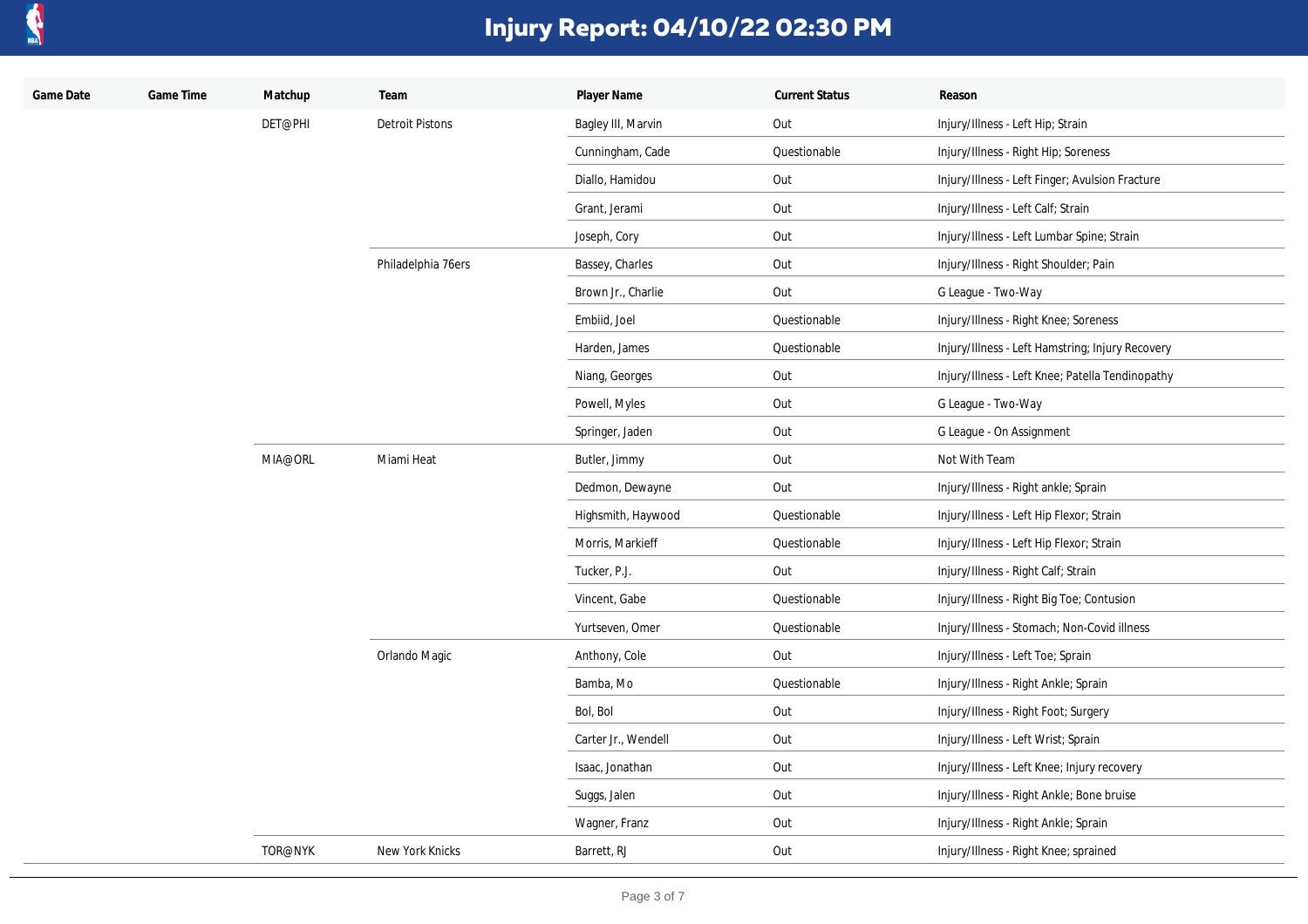# Injury Report: 04/10/22 02:30 PM

| Game Date | Game Time | Matchup | Team | Player Name | Current Status | Reason |
|---|---|---|---|---|---|---|
| | | DET@PHI | Detroit Pistons | Bagley III, Marvin | Out | Injury/Illness - Left Hip; Strain |
| | | | | Cunningham, Cade | Questionable | Injury/Illness - Right Hip; Soreness |
| | | | | Diallo, Hamidou | Out | Injury/Illness - Left Finger; Avulsion Fracture |
| | | | | Grant, Jerami | Out | Injury/Illness - Left Calf; Strain |
| | | | | Joseph, Cory | Out | Injury/Illness - Left Lumbar Spine; Strain |
| | | | Philadelphia 76ers | Bassey, Charles | Out | Injury/Illness - Right Shoulder; Pain |
| | | | | Brown Jr., Charlie | Out | G League - Two-Way |
| | | | | Embiid, Joel | Questionable | Injury/Illness - Right Knee; Soreness |
| | | | | Harden, James | Questionable | Injury/Illness - Left Hamstring; Injury Recovery |
| | | | | Niang, Georges | Out | Injury/Illness - Left Knee; Patella Tendinopathy |
| | | | | Powell, Myles | Out | G League - Two-Way |
| | | | | Springer, Jaden | Out | G League - On Assignment |
| | | MIA@ORL | Miami Heat | Butler, Jimmy | Out | Not With Team |
| | | | | Dedmon, Dewayne | Out | Injury/Illness - Right ankle; Sprain |
| | | | | Highsmith, Haywood | Questionable | Injury/Illness - Left Hip Flexor; Strain |
| | | | | Morris, Markieff | Questionable | Injury/Illness - Left Hip Flexor; Strain |
| | | | | Tucker, P.J. | Out | Injury/Illness - Right Calf; Strain |
| | | | | Vincent, Gabe | Questionable | Injury/Illness - Right Big Toe; Contusion |
| | | | | Yurtseven, Omer | Questionable | Injury/Illness - Stomach; Non-Covid illness |
| | | | Orlando Magic | Anthony, Cole | Out | Injury/Illness - Left Toe; Sprain |
| | | | | Bamba, Mo | Questionable | Injury/Illness - Right Ankle; Sprain |
| | | | | Bol, Bol | Out | Injury/Illness - Right Foot; Surgery |
| | | | | Carter Jr., Wendell | Out | Injury/Illness - Left Wrist; Sprain |
| | | | | Isaac, Jonathan | Out | Injury/Illness - Left Knee; Injury recovery |
| | | | | Suggs, Jalen | Out | Injury/Illness - Right Ankle; Bone bruise |
| | | | | Wagner, Franz | Out | Injury/Illness - Right Ankle; Sprain |
| | | TOR@NYK | New York Knicks | Barrett, RJ | Out | Injury/Illness - Right Knee; sprained |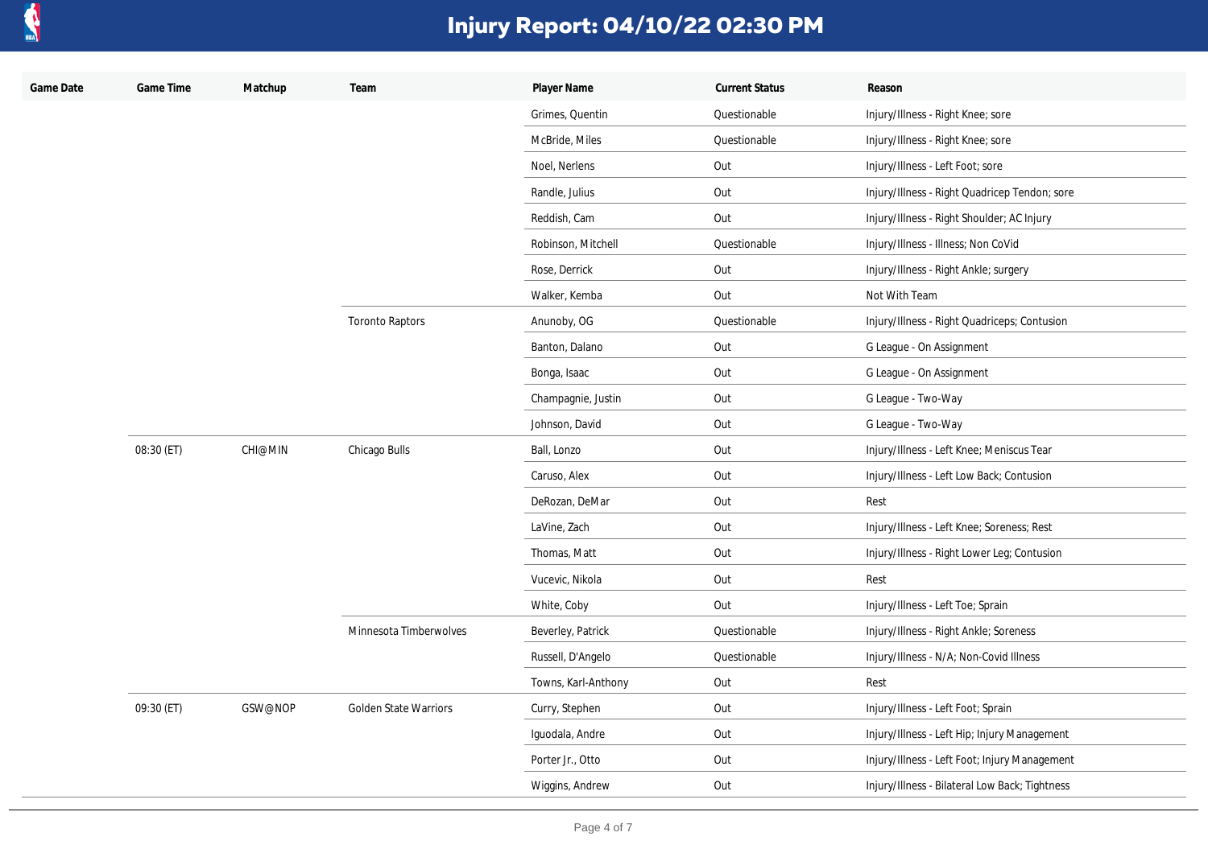# Injury Report: 04/10/22 02:30 PM

| Game Date | Game Time | Matchup | Team | Player Name | Current Status | Reason |
|---|---|---|---|---|---|---|
| | | | | Grimes, Quentin | Questionable | Injury/Illness - Right Knee; sore |
| | | | | McBride, Miles | Questionable | Injury/Illness - Right Knee; sore |
| | | | | Noel, Nerlens | Out | Injury/Illness - Left Foot; sore |
| | | | | Randle, Julius | Out | Injury/Illness - Right Quadricep Tendon; sore |
| | | | | Reddish, Cam | Out | Injury/Illness - Right Shoulder; AC Injury |
| | | | | Robinson, Mitchell | Questionable | Injury/Illness - Illness; Non CoVid |
| | | | | Rose, Derrick | Out | Injury/Illness - Right Ankle; surgery |
| | | | | Walker, Kemba | Out | Not With Team |
| | | | Toronto Raptors | Anunoby, OG | Questionable | Injury/Illness - Right Quadriceps; Contusion |
| | | | | Banton, Dalano | Out | G League - On Assignment |
| | | | | Bonga, Isaac | Out | G League - On Assignment |
| | | | | Champagnie, Justin | Out | G League - Two-Way |
| | | | | Johnson, David | Out | G League - Two-Way |
| | 08:30 (ET) | CHI@MIN | Chicago Bulls | Ball, Lonzo | Out | Injury/Illness - Left Knee; Meniscus Tear |
| | | | | Caruso, Alex | Out | Injury/Illness - Left Low Back; Contusion |
| | | | | DeRozan, DeMar | Out | Rest |
| | | | | LaVine, Zach | Out | Injury/Illness - Left Knee; Soreness; Rest |
| | | | | Thomas, Matt | Out | Injury/Illness - Right Lower Leg; Contusion |
| | | | | Vucevic, Nikola | Out | Rest |
| | | | | White, Coby | Out | Injury/Illness - Left Toe; Sprain |
| | | | Minnesota Timberwolves | Beverley, Patrick | Questionable | Injury/Illness - Right Ankle; Soreness |
| | | | | Russell, D'Angelo | Questionable | Injury/Illness - N/A; Non-Covid Illness |
| | | | | Towns, Karl-Anthony | Out | Rest |
| | 09:30 (ET) | GSW@NOP | Golden State Warriors | Curry, Stephen | Out | Injury/Illness - Left Foot; Sprain |
| | | | | Iguodala, Andre | Out | Injury/Illness - Left Hip; Injury Management |
| | | | | Porter Jr., Otto | Out | Injury/Illness - Left Foot; Injury Management |
| | | | | Wiggins, Andrew | Out | Injury/Illness - Bilateral Low Back; Tightness |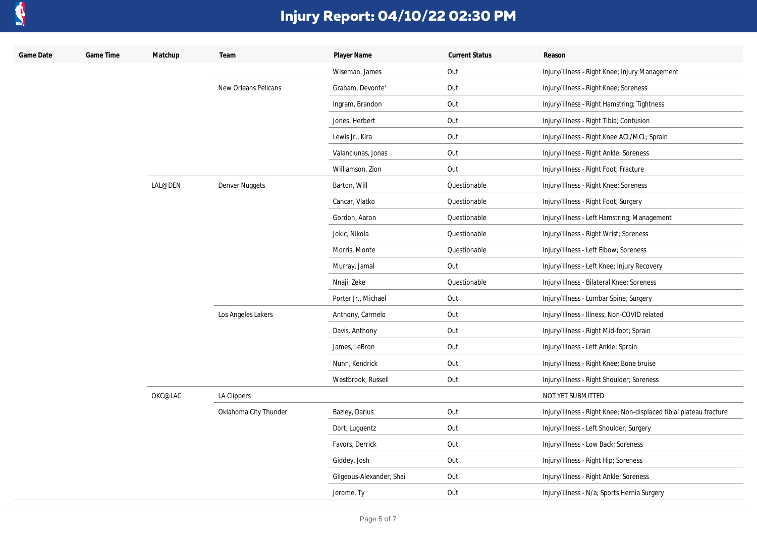# Injury Report: 04/10/22 02:30 PM

| Game Date | Game Time | Matchup | Team | Player Name | Current Status | Reason |
|---|---|---|---|---|---|---|
| | | | | Wiseman, James | Out | Injury/Illness - Right Knee; Injury Management |
| | | | New Orleans Pelicans | Graham, Devonte' | Out | Injury/Illness - Right Knee; Soreness |
| | | | | Ingram, Brandon | Out | Injury/Illness - Right Hamstring; Tightness |
| | | | | Jones, Herbert | Out | Injury/Illness - Right Tibia; Contusion |
| | | | | Lewis Jr., Kira | Out | Injury/Illness - Right Knee ACL/MCL; Sprain |
| | | | | Valanciunas, Jonas | Out | Injury/Illness - Right Ankle; Soreness |
| | | | | Williamson, Zion | Out | Injury/Illness - Right Foot; Fracture |
| | | LAL@DEN | Denver Nuggets | Barton, Will | Questionable | Injury/Illness - Right Knee; Soreness |
| | | | | Cancar, Vlatko | Questionable | Injury/Illness - Right Foot; Surgery |
| | | | | Gordon, Aaron | Questionable | Injury/Illness - Left Hamstring; Management |
| | | | | Jokic, Nikola | Questionable | Injury/Illness - Right Wrist; Soreness |
| | | | | Morris, Monte | Questionable | Injury/Illness - Left Elbow; Soreness |
| | | | | Murray, Jamal | Out | Injury/Illness - Left Knee; Injury Recovery |
| | | | | Nnaji, Zeke | Questionable | Injury/Illness - Bilateral Knee; Soreness |
| | | | | Porter Jr., Michael | Out | Injury/Illness - Lumbar Spine; Surgery |
| | | | Los Angeles Lakers | Anthony, Carmelo | Out | Injury/Illness - Illness; Non-COVID related |
| | | | | Davis, Anthony | Out | Injury/Illness - Right Mid-foot; Sprain |
| | | | | James, LeBron | Out | Injury/Illness - Left Ankle; Sprain |
| | | | | Nunn, Kendrick | Out | Injury/Illness - Right Knee; Bone bruise |
| | | | | Westbrook, Russell | Out | Injury/Illness - Right Shoulder; Soreness |
| | | OKC@LAC | LA Clippers | | | NOT YET SUBMITTED |
| | | | Oklahoma City Thunder | Bazley, Darius | Out | Injury/Illness - Right Knee; Non-displaced tibial plateau fracture |
| | | | | Dort, Luguentz | Out | Injury/Illness - Left Shoulder; Surgery |
| | | | | Favors, Derrick | Out | Injury/Illness - Low Back; Soreness |
| | | | | Giddey, Josh | Out | Injury/Illness - Right Hip; Soreness |
| | | | | Gilgeous-Alexander, Shai | Out | Injury/Illness - Right Ankle; Soreness |
| | | | | Jerome, Ty | Out | Injury/Illness - N/a; Sports Hernia Surgery |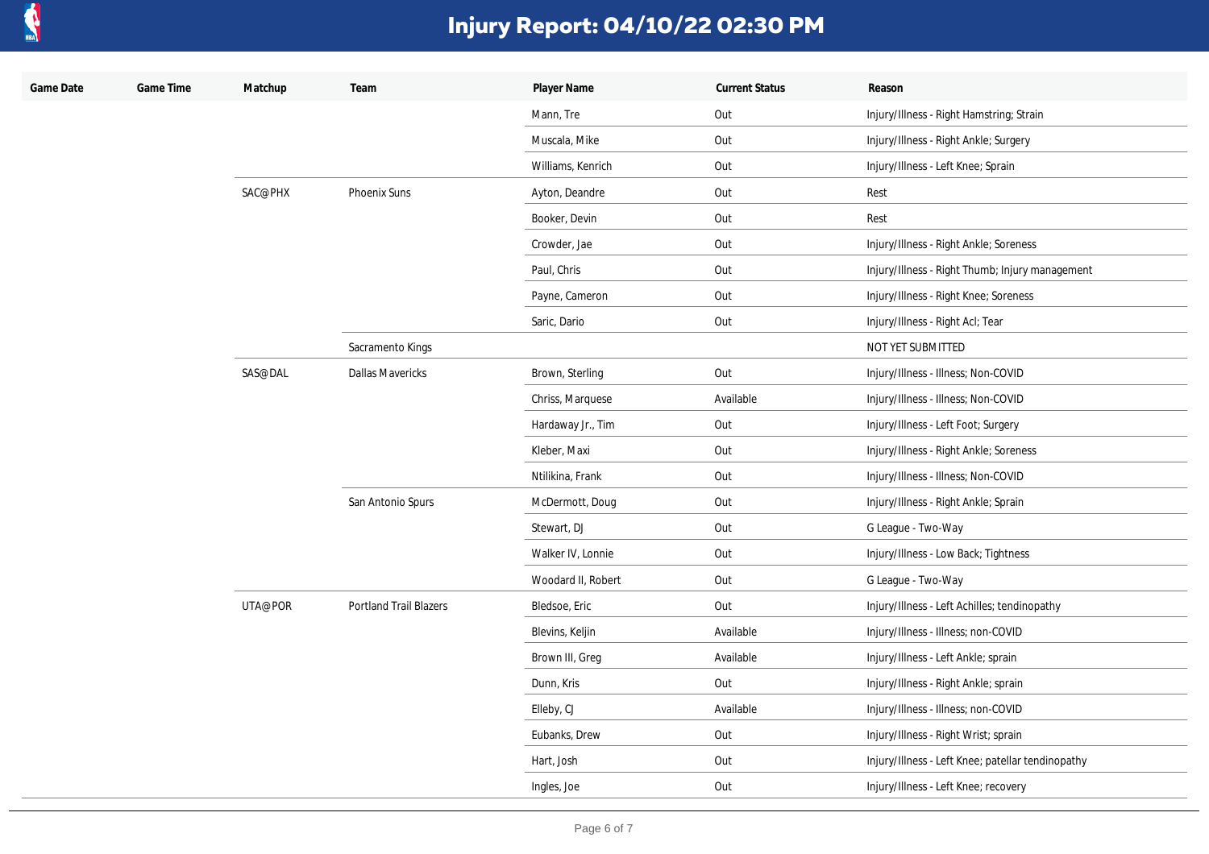# Injury Report: 04/10/22 02:30 PM

| Game Date | Game Time | Matchup | Team | Player Name | Current Status | Reason |
|---|---|---|---|---|---|---|
| | | | | Mann, Tre | Out | Injury/Illness - Right Hamstring; Strain |
| | | | | Muscala, Mike | Out | Injury/Illness - Right Ankle; Surgery |
| | | | | Williams, Kenrich | Out | Injury/Illness - Left Knee; Sprain |
| | | SAC@PHX | Phoenix Suns | Ayton, Deandre | Out | Rest |
| | | | | Booker, Devin | Out | Rest |
| | | | | Crowder, Jae | Out | Injury/Illness - Right Ankle; Soreness |
| | | | | Paul, Chris | Out | Injury/Illness - Right Thumb; Injury management |
| | | | | Payne, Cameron | Out | Injury/Illness - Right Knee; Soreness |
| | | | | Saric, Dario | Out | Injury/Illness - Right Acl; Tear |
| | | | Sacramento Kings | | | NOT YET SUBMITTED |
| | | SAS@DAL | Dallas Mavericks | Brown, Sterling | Out | Injury/Illness - Illness; Non-COVID |
| | | | | Chriss, Marquese | Available | Injury/Illness - Illness; Non-COVID |
| | | | | Hardaway Jr., Tim | Out | Injury/Illness - Left Foot; Surgery |
| | | | | Kleber, Maxi | Out | Injury/Illness - Right Ankle; Soreness |
| | | | | Ntilikina, Frank | Out | Injury/Illness - Illness; Non-COVID |
| | | | San Antonio Spurs | McDermott, Doug | Out | Injury/Illness - Right Ankle; Sprain |
| | | | | Stewart, DJ | Out | G League - Two-Way |
| | | | | Walker IV, Lonnie | Out | Injury/Illness - Low Back; Tightness |
| | | | | Woodard II, Robert | Out | G League - Two-Way |
| | | UTA@POR | Portland Trail Blazers | Bledsoe, Eric | Out | Injury/Illness - Left Achilles; tendinopathy |
| | | | | Blevins, Keljin | Available | Injury/Illness - Illness; non-COVID |
| | | | | Brown III, Greg | Available | Injury/Illness - Left Ankle; sprain |
| | | | | Dunn, Kris | Out | Injury/Illness - Right Ankle; sprain |
| | | | | Elleby, CJ | Available | Injury/Illness - Illness; non-COVID |
| | | | | Eubanks, Drew | Out | Injury/Illness - Right Wrist; sprain |
| | | | | Hart, Josh | Out | Injury/Illness - Left Knee; patellar tendinopathy |
| | | | | Ingles, Joe | Out | Injury/Illness - Left Knee; recovery |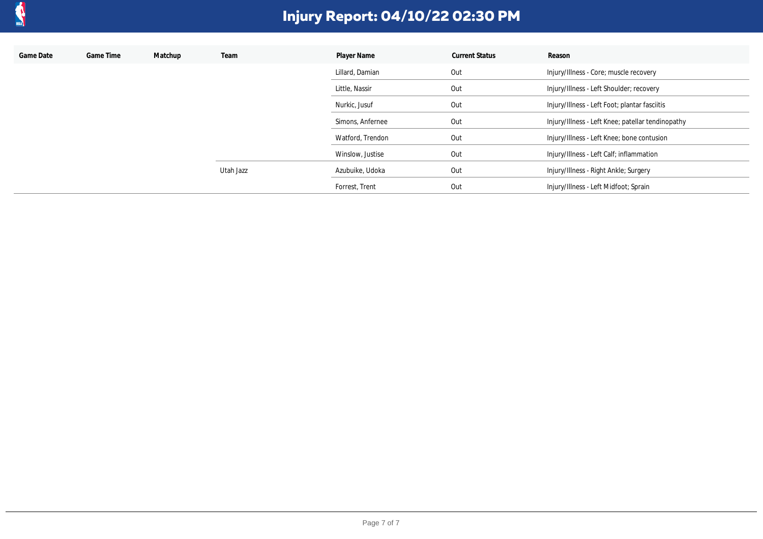# Injury Report: 04/10/22 02:30 PM

| Game Date | Game Time | Matchup | Team | Player Name | Current Status | Reason |
|---|---|---|---|---|---|---|
| | | | | Lillard, Damian | Out | Injury/Illness - Core; muscle recovery |
| | | | | Little, Nassir | Out | Injury/Illness - Left Shoulder; recovery |
| | | | | Nurkic, Jusuf | Out | Injury/Illness - Left Foot; plantar fasciitis |
| | | | | Simons, Anfernee | Out | Injury/Illness - Left Knee; patellar tendinopathy |
| | | | | Watford, Trendon | Out | Injury/Illness - Left Knee; bone contusion |
| | | | | Winslow, Justise | Out | Injury/Illness - Left Calf; inflammation |
| | | | Utah Jazz | Azubuike, Udoka | Out | Injury/Illness - Right Ankle; Surgery |
| | | | | Forrest, Trent | Out | Injury/Illness - Left Midfoot; Sprain |